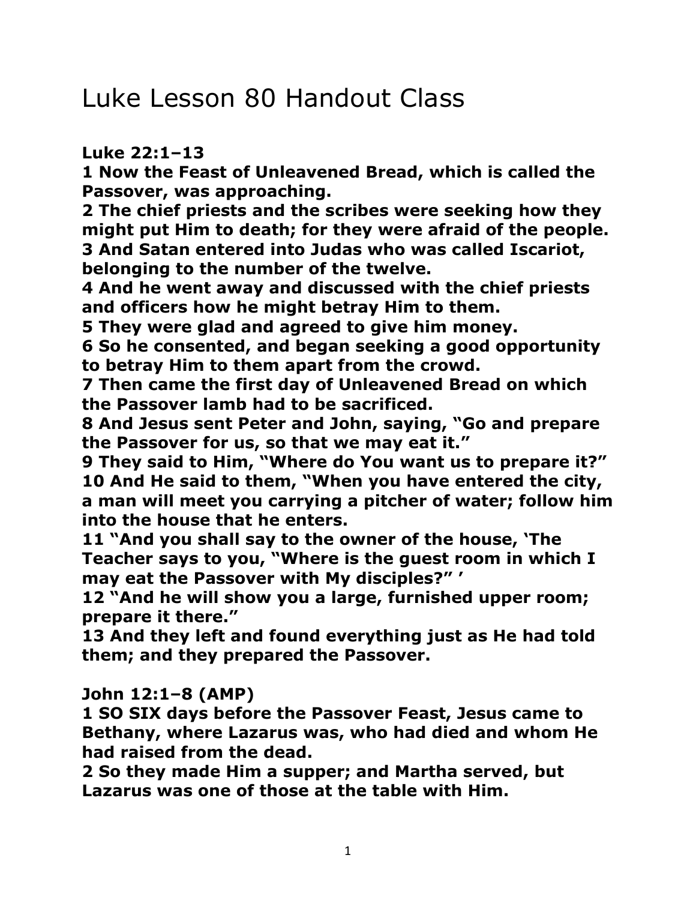# Luke Lesson 80 Handout Class

**Luke 22:1–13**

**1 Now the Feast of Unleavened Bread, which is called the Passover, was approaching.**

**2 The chief priests and the scribes were seeking how they might put Him to death; for they were afraid of the people.**

**3 And Satan entered into Judas who was called Iscariot, belonging to the number of the twelve.**

**4 And he went away and discussed with the chief priests and officers how he might betray Him to them.**

**5 They were glad and agreed to give him money.**

**6 So he consented, and began seeking a good opportunity to betray Him to them apart from the crowd.**

**7 Then came the first day of Unleavened Bread on which the Passover lamb had to be sacrificed.**

**8 And Jesus sent Peter and John, saying, "Go and prepare the Passover for us, so that we may eat it."**

**9 They said to Him, "Where do You want us to prepare it?"**

**10 And He said to them, "When you have entered the city, a man will meet you carrying a pitcher of water; follow him into the house that he enters.**

**11 "And you shall say to the owner of the house, 'The Teacher says to you, "Where is the guest room in which I may eat the Passover with My disciples?" '**

**12 "And he will show you a large, furnished upper room; prepare it there."**

**13 And they left and found everything just as He had told them; and they prepared the Passover.**

**John 12:1–8 (AMP)**

**1 SO SIX days before the Passover Feast, Jesus came to Bethany, where Lazarus was, who had died and whom He had raised from the dead.**

**2 So they made Him a supper; and Martha served, but Lazarus was one of those at the table with Him.**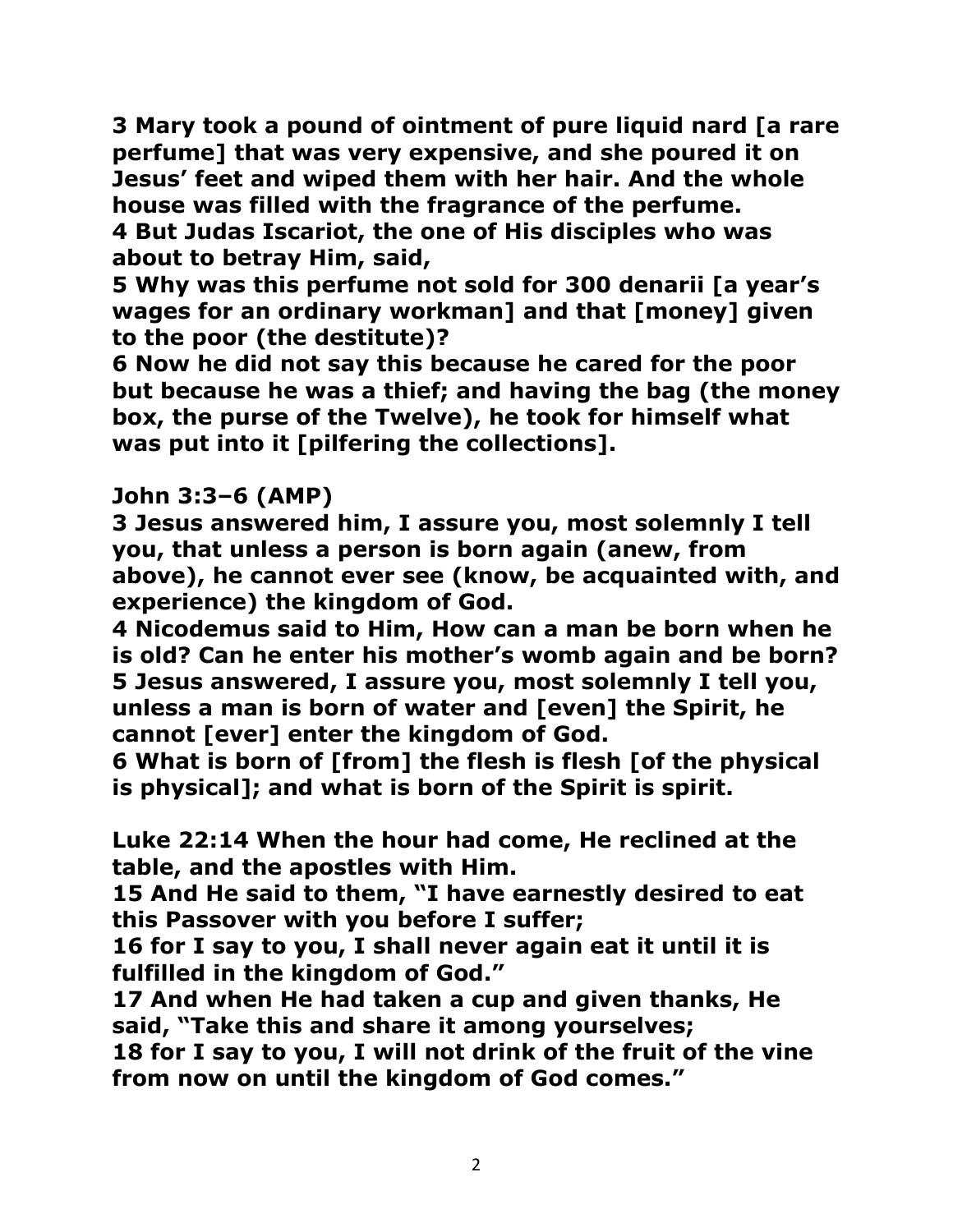**3 Mary took a pound of ointment of pure liquid nard [a rare perfume] that was very expensive, and she poured it on Jesus' feet and wiped them with her hair. And the whole house was filled with the fragrance of the perfume.**
**4 But Judas Iscariot, the one of His disciples who was about to betray Him, said,**
**5 Why was this perfume not sold for 300 denarii [a year's wages for an ordinary workman] and that [money] given to the poor (the destitute)?**
**6 Now he did not say this because he cared for the poor but because he was a thief; and having the bag (the money box, the purse of the Twelve), he took for himself what was put into it [pilfering the collections].**

**John 3:3–6 (AMP)**
**3 Jesus answered him, I assure you, most solemnly I tell you, that unless a person is born again (anew, from above), he cannot ever see (know, be acquainted with, and experience) the kingdom of God.**
**4 Nicodemus said to Him, How can a man be born when he is old? Can he enter his mother's womb again and be born?**
**5 Jesus answered, I assure you, most solemnly I tell you, unless a man is born of water and [even] the Spirit, he cannot [ever] enter the kingdom of God.**
**6 What is born of [from] the flesh is flesh [of the physical is physical]; and what is born of the Spirit is spirit.**

**Luke 22:14 When the hour had come, He reclined at the table, and the apostles with Him.**
**15 And He said to them, "I have earnestly desired to eat this Passover with you before I suffer;**
**16 for I say to you, I shall never again eat it until it is fulfilled in the kingdom of God."**
**17 And when He had taken a cup and given thanks, He said, "Take this and share it among yourselves;**
**18 for I say to you, I will not drink of the fruit of the vine from now on until the kingdom of God comes."**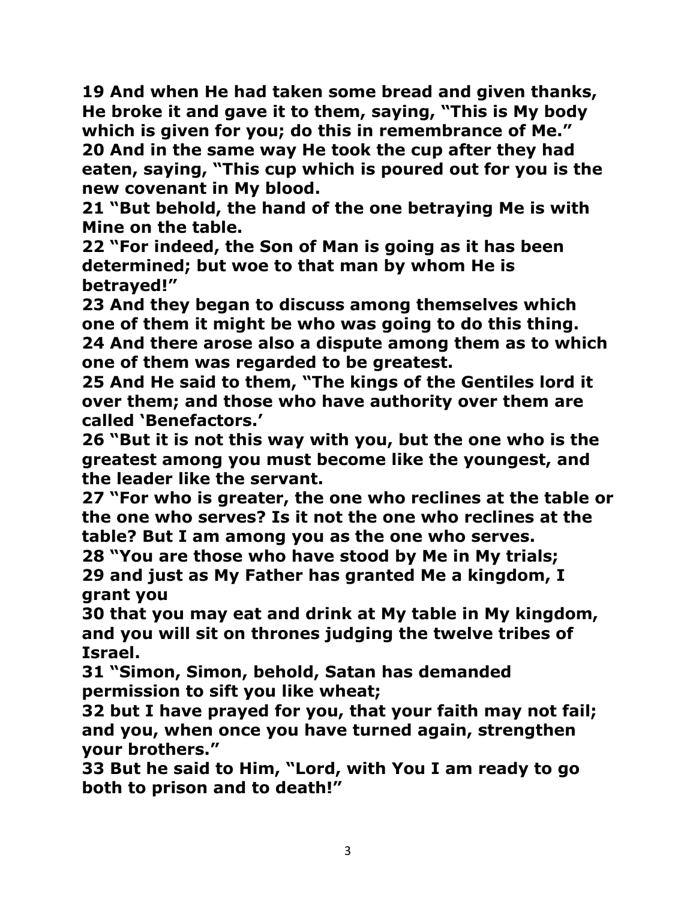**19 And when He had taken some bread and given thanks, He broke it and gave it to them, saying, "This is My body which is given for you; do this in remembrance of Me."**
**20 And in the same way He took the cup after they had eaten, saying, "This cup which is poured out for you is the new covenant in My blood.**
**21 "But behold, the hand of the one betraying Me is with Mine on the table.**
**22 "For indeed, the Son of Man is going as it has been determined; but woe to that man by whom He is betrayed!"**
**23 And they began to discuss among themselves which one of them it might be who was going to do this thing.**
**24 And there arose also a dispute among them as to which one of them was regarded to be greatest.**
**25 And He said to them, "The kings of the Gentiles lord it over them; and those who have authority over them are called 'Benefactors.'**
**26 "But it is not this way with you, but the one who is the greatest among you must become like the youngest, and the leader like the servant.**
**27 "For who is greater, the one who reclines at the table or the one who serves? Is it not the one who reclines at the table? But I am among you as the one who serves.**
**28 "You are those who have stood by Me in My trials;**
**29 and just as My Father has granted Me a kingdom, I grant you**
**30 that you may eat and drink at My table in My kingdom, and you will sit on thrones judging the twelve tribes of Israel.**
**31 "Simon, Simon, behold, Satan has demanded permission to sift you like wheat;**
**32 but I have prayed for you, that your faith may not fail; and you, when once you have turned again, strengthen your brothers."**
**33 But he said to Him, "Lord, with You I am ready to go both to prison and to death!"**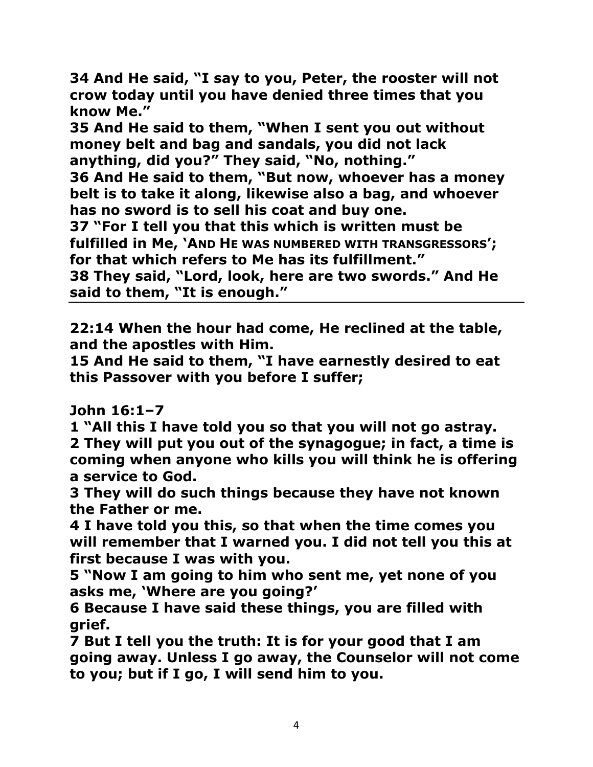**34 And He said, "I say to you, Peter, the rooster will not crow today until you have denied three times that you know Me."**
**35 And He said to them, "When I sent you out without money belt and bag and sandals, you did not lack anything, did you?" They said, "No, nothing."**
**36 And He said to them, "But now, whoever has a money belt is to take it along, likewise also a bag, and whoever has no sword is to sell his coat and buy one.**
**37 "For I tell you that this which is written must be fulfilled in Me, 'AND HE WAS NUMBERED WITH TRANSGRESSORS'; for that which refers to Me has its fulfillment."**
**38 They said, "Lord, look, here are two swords." And He said to them, "It is enough."**

---

**22:14 When the hour had come, He reclined at the table, and the apostles with Him.**
**15 And He said to them, "I have earnestly desired to eat this Passover with you before I suffer;**

**John 16:1–7**
**1 "All this I have told you so that you will not go astray.**
**2 They will put you out of the synagogue; in fact, a time is coming when anyone who kills you will think he is offering a service to God.**
**3 They will do such things because they have not known the Father or me.**
**4 I have told you this, so that when the time comes you will remember that I warned you. I did not tell you this at first because I was with you.**
**5 "Now I am going to him who sent me, yet none of you asks me, 'Where are you going?'**
**6 Because I have said these things, you are filled with grief.**
**7 But I tell you the truth: It is for your good that I am going away. Unless I go away, the Counselor will not come to you; but if I go, I will send him to you.**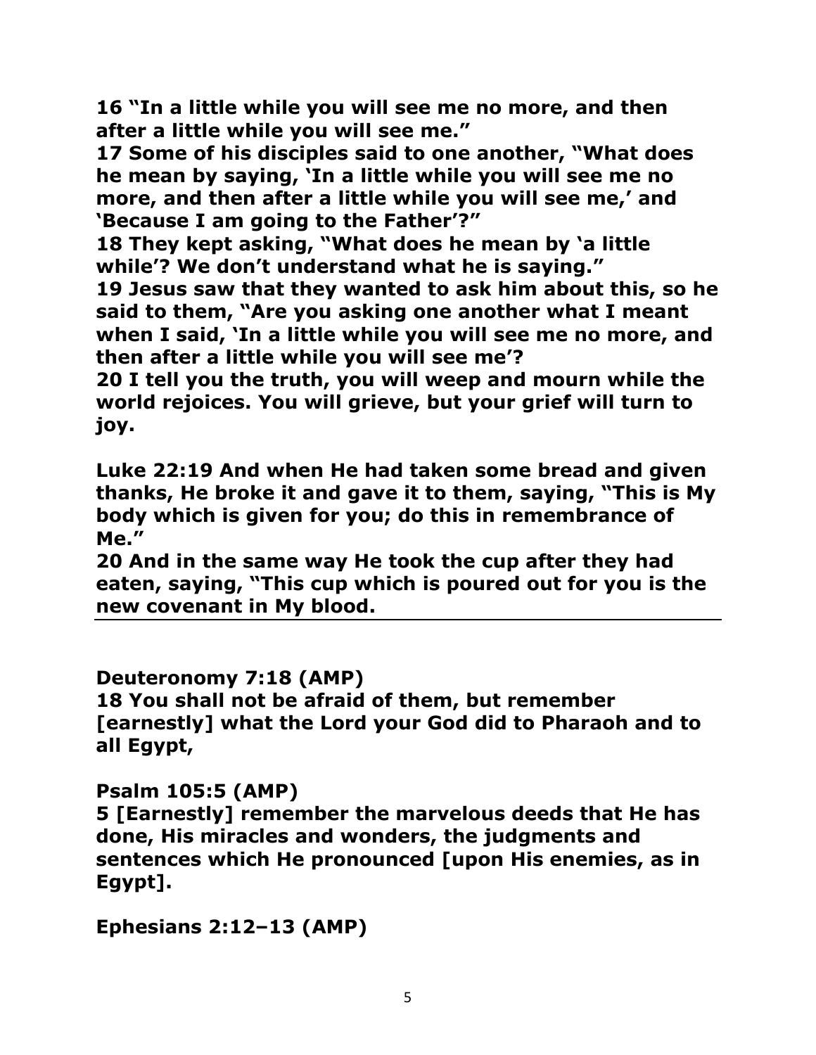**16 "In a little while you will see me no more, and then after a little while you will see me."**
**17 Some of his disciples said to one another, "What does he mean by saying, 'In a little while you will see me no more, and then after a little while you will see me,' and 'Because I am going to the Father'?"**
**18 They kept asking, "What does he mean by 'a little while'? We don't understand what he is saying."**
**19 Jesus saw that they wanted to ask him about this, so he said to them, "Are you asking one another what I meant when I said, 'In a little while you will see me no more, and then after a little while you will see me'?**
**20 I tell you the truth, you will weep and mourn while the world rejoices. You will grieve, but your grief will turn to joy.**

**Luke 22:19 And when He had taken some bread and given thanks, He broke it and gave it to them, saying, "This is My body which is given for you; do this in remembrance of Me."**
**20 And in the same way He took the cup after they had eaten, saying, "This cup which is poured out for you is the new covenant in My blood.**

---

**Deuteronomy 7:18 (AMP)**
**18 You shall not be afraid of them, but remember [earnestly] what the Lord your God did to Pharaoh and to all Egypt,**

**Psalm 105:5 (AMP)**
**5 [Earnestly] remember the marvelous deeds that He has done, His miracles and wonders, the judgments and sentences which He pronounced [upon His enemies, as in Egypt].**

**Ephesians 2:12–13 (AMP)**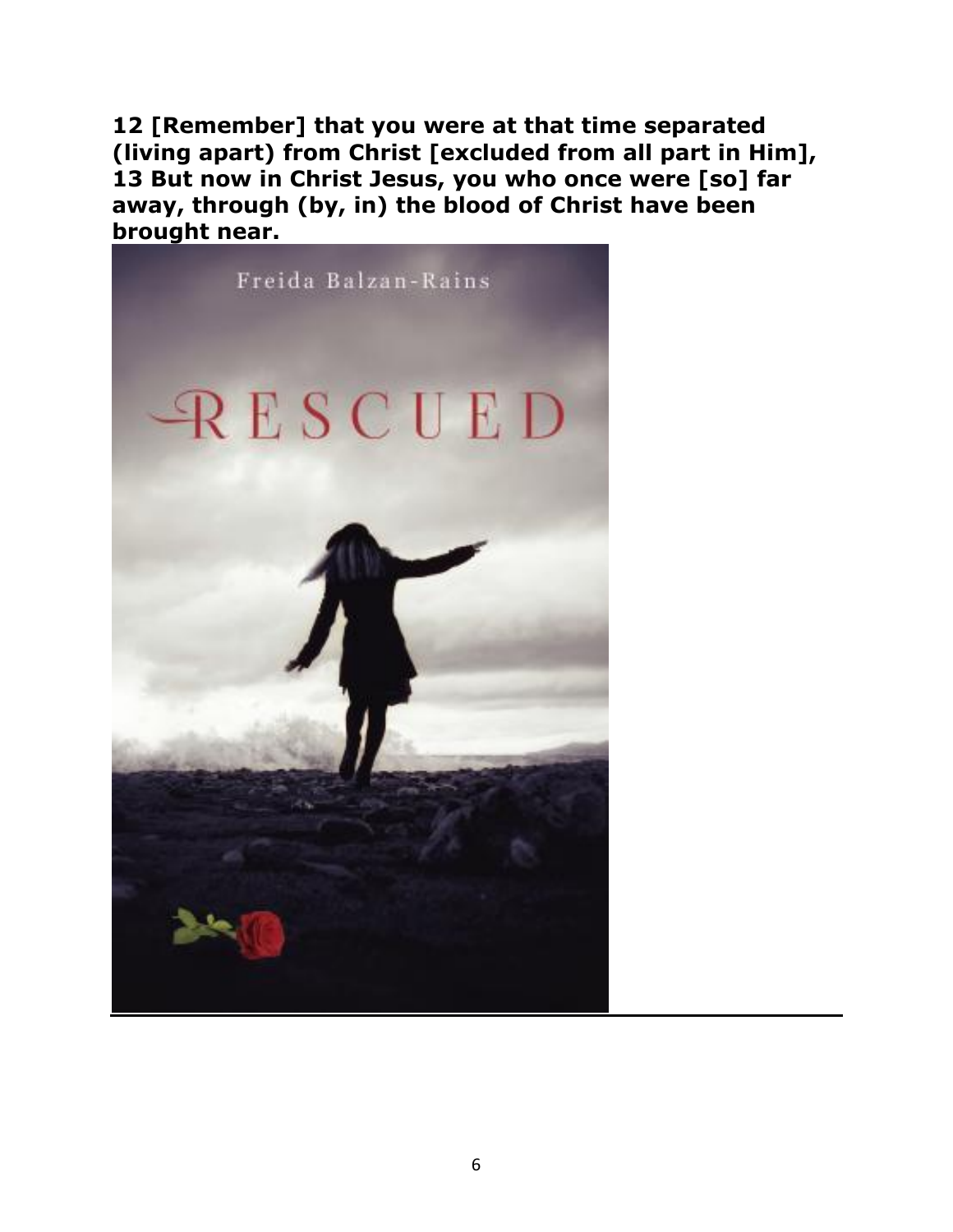**12 [Remember] that you were at that time separated (living apart) from Christ [excluded from all part in Him], 13 But now in Christ Jesus, you who once were [so] far away, through (by, in) the blood of Christ have been brought near.**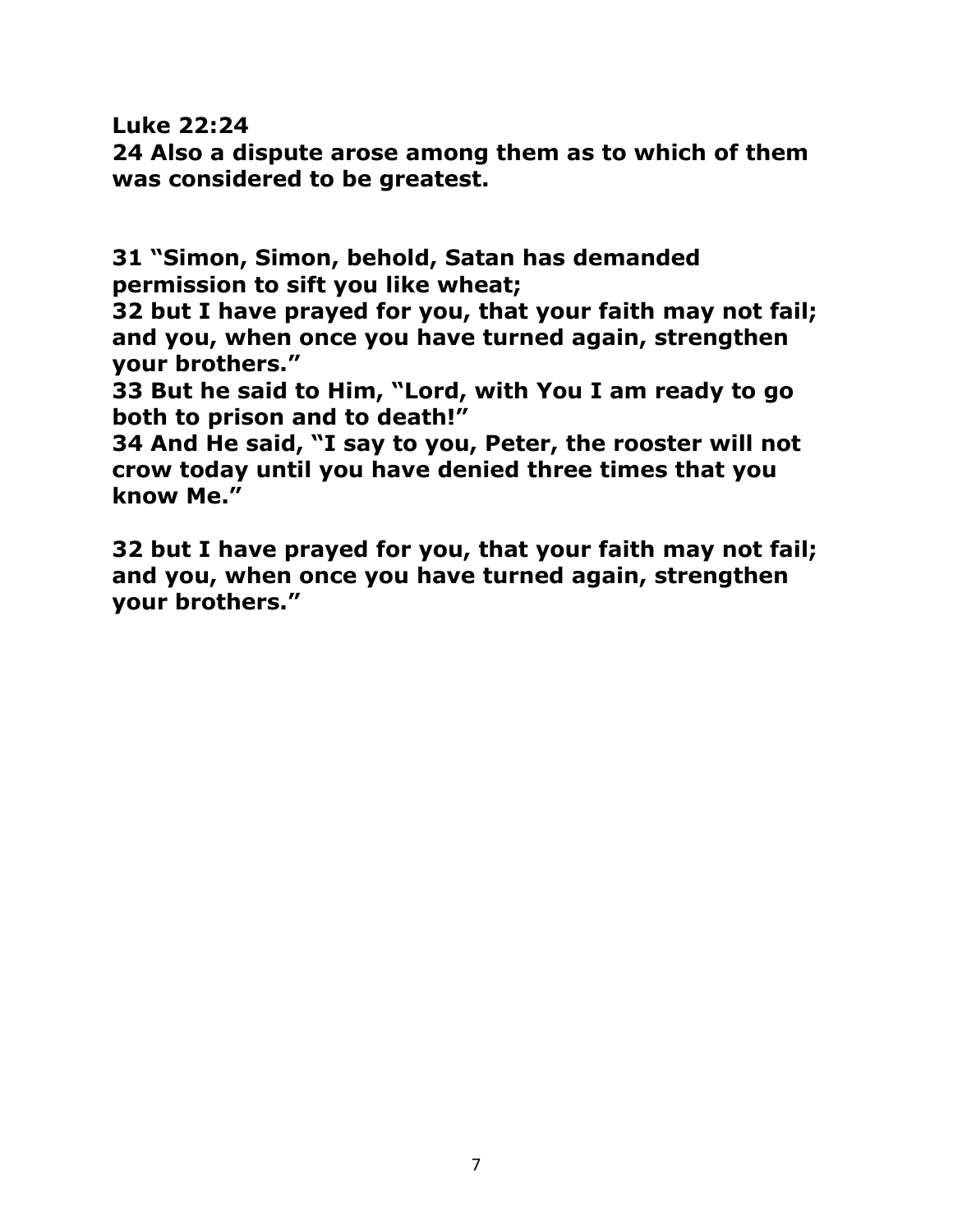**Luke 22:24**
**24 Also a dispute arose among them as to which of them was considered to be greatest.**

**31 "Simon, Simon, behold, Satan has demanded permission to sift you like wheat;**
**32 but I have prayed for you, that your faith may not fail; and you, when once you have turned again, strengthen your brothers."**
**33 But he said to Him, "Lord, with You I am ready to go both to prison and to death!"**
**34 And He said, "I say to you, Peter, the rooster will not crow today until you have denied three times that you know Me."**

**32 but I have prayed for you, that your faith may not fail; and you, when once you have turned again, strengthen your brothers."**